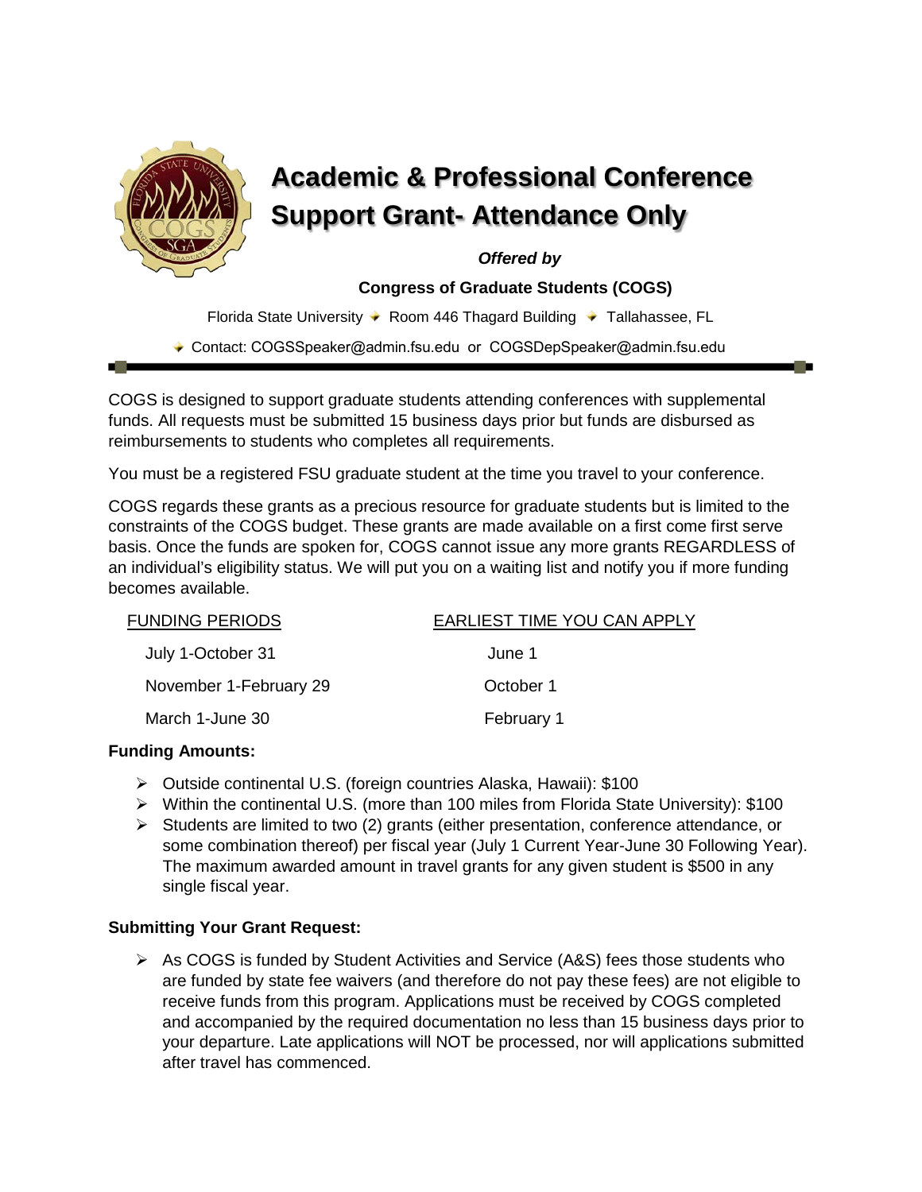# Academic & Professional Conference Support Grant- Attendance Only

***Offered by***

**Congress of Graduate Students (COGS)**

Florida State University ✦ Room 446 Thagard Building ✦ Tallahassee, FL

✦ Contact: COGSSpeaker@admin.fsu.edu or COGSDepSpeaker@admin.fsu.edu

---

COGS is designed to support graduate students attending conferences with supplemental funds. All requests must be submitted 15 business days prior but funds are disbursed as reimbursements to students who completes all requirements.

You must be a registered FSU graduate student at the time you travel to your conference.

COGS regards these grants as a precious resource for graduate students but is limited to the constraints of the COGS budget. These grants are made available on a first come first serve basis. Once the funds are spoken for, COGS cannot issue any more grants REGARDLESS of an individual's eligibility status. We will put you on a waiting list and notify you if more funding becomes available.

| FUNDING PERIODS | EARLIEST TIME YOU CAN APPLY |
|---|---|
| July 1-October 31 | June 1 |
| November 1-February 29 | October 1 |
| March 1-June 30 | February 1 |

**Funding Amounts:**

- Outside continental U.S. (foreign countries Alaska, Hawaii): $100
- Within the continental U.S. (more than 100 miles from Florida State University): $100
- Students are limited to two (2) grants (either presentation, conference attendance, or some combination thereof) per fiscal year (July 1 Current Year-June 30 Following Year). The maximum awarded amount in travel grants for any given student is $500 in any single fiscal year.

**Submitting Your Grant Request:**

- As COGS is funded by Student Activities and Service (A&S) fees those students who are funded by state fee waivers (and therefore do not pay these fees) are not eligible to receive funds from this program. Applications must be received by COGS completed and accompanied by the required documentation no less than 15 business days prior to your departure. Late applications will NOT be processed, nor will applications submitted after travel has commenced.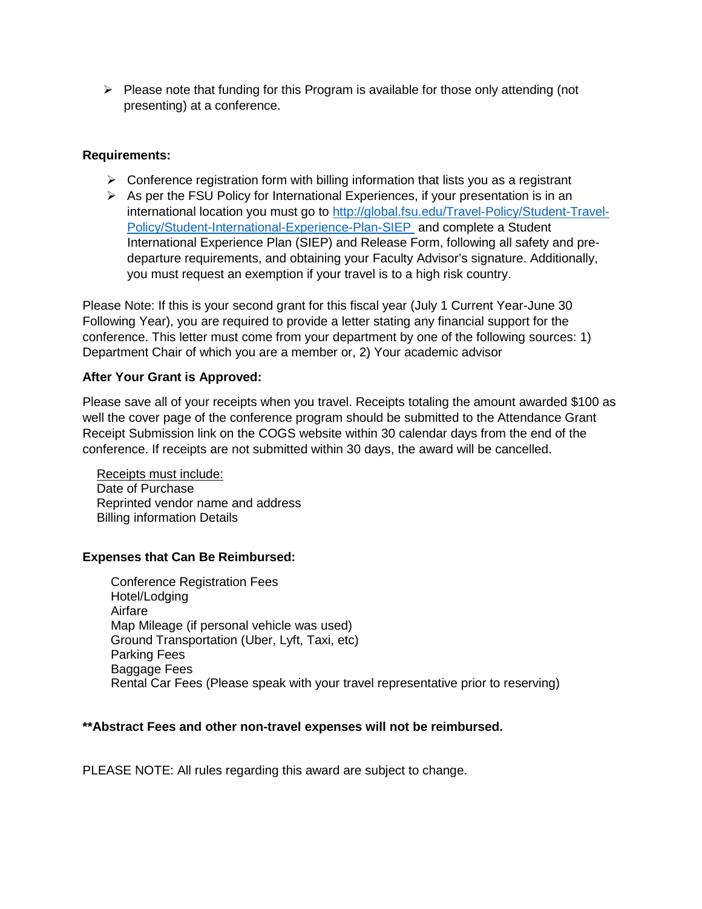- Please note that funding for this Program is available for those only attending (not presenting) at a conference.

**Requirements:**

- Conference registration form with billing information that lists you as a registrant
- As per the FSU Policy for International Experiences, if your presentation is in an international location you must go to [http://global.fsu.edu/Travel-Policy/Student-Travel-Policy/Student-International-Experience-Plan-SIEP](http://global.fsu.edu/Travel-Policy/Student-Travel-Policy/Student-International-Experience-Plan-SIEP) and complete a Student International Experience Plan (SIEP) and Release Form, following all safety and pre-departure requirements, and obtaining your Faculty Advisor's signature. Additionally, you must request an exemption if your travel is to a high risk country.

Please Note: If this is your second grant for this fiscal year (July 1 Current Year-June 30 Following Year), you are required to provide a letter stating any financial support for the conference. This letter must come from your department by one of the following sources: 1) Department Chair of which you are a member or, 2) Your academic advisor

**After Your Grant is Approved:**

Please save all of your receipts when you travel. Receipts totaling the amount awarded $100 as well the cover page of the conference program should be submitted to the Attendance Grant Receipt Submission link on the COGS website within 30 calendar days from the end of the conference. If receipts are not submitted within 30 days, the award will be cancelled.

<u>Receipts must include:</u>
Date of Purchase
Reprinted vendor name and address
Billing information Details

**Expenses that Can Be Reimbursed:**

Conference Registration Fees
Hotel/Lodging
Airfare
Map Mileage (if personal vehicle was used)
Ground Transportation (Uber, Lyft, Taxi, etc)
Parking Fees
Baggage Fees
Rental Car Fees (Please speak with your travel representative prior to reserving)

**\*\*Abstract Fees and other non-travel expenses will not be reimbursed.**

PLEASE NOTE: All rules regarding this award are subject to change.